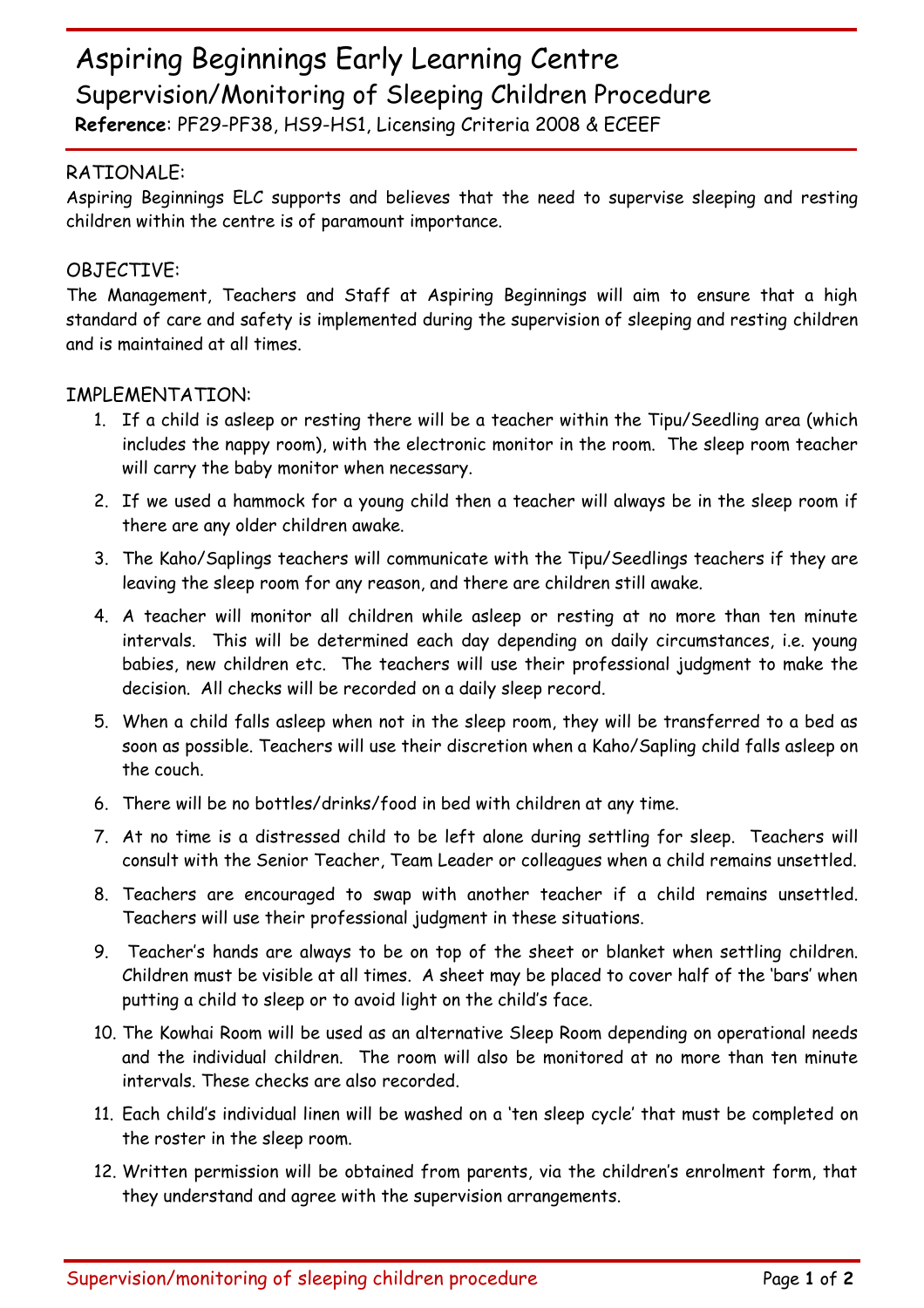# Aspiring Beginnings Early Learning Centre

## Supervision/Monitoring of Sleeping Children Procedure

**Reference**: PF29-PF38, HS9-HS1, Licensing Criteria 2008 & ECEEF

### RATIONALE:

Aspiring Beginnings ELC supports and believes that the need to supervise sleeping and resting children within the centre is of paramount importance.

### OBJECTIVE:

The Management, Teachers and Staff at Aspiring Beginnings will aim to ensure that a high standard of care and safety is implemented during the supervision of sleeping and resting children and is maintained at all times.

### IMPLEMENTATION:

1. If a child is asleep or resting there will be a teacher within the Tipu/Seedling area (which includes the nappy room), with the electronic monitor in the room. The sleep room teacher will carry the baby monitor when necessary.
2. If we used a hammock for a young child then a teacher will always be in the sleep room if there are any older children awake.
3. The Kaho/Saplings teachers will communicate with the Tipu/Seedlings teachers if they are leaving the sleep room for any reason, and there are children still awake.
4. A teacher will monitor all children while asleep or resting at no more than ten minute intervals. This will be determined each day depending on daily circumstances, i.e. young babies, new children etc. The teachers will use their professional judgment to make the decision. All checks will be recorded on a daily sleep record.
5. When a child falls asleep when not in the sleep room, they will be transferred to a bed as soon as possible. Teachers will use their discretion when a Kaho/Sapling child falls asleep on the couch.
6. There will be no bottles/drinks/food in bed with children at any time.
7. At no time is a distressed child to be left alone during settling for sleep. Teachers will consult with the Senior Teacher, Team Leader or colleagues when a child remains unsettled.
8. Teachers are encouraged to swap with another teacher if a child remains unsettled. Teachers will use their professional judgment in these situations.
9. Teacher's hands are always to be on top of the sheet or blanket when settling children. Children must be visible at all times. A sheet may be placed to cover half of the 'bars' when putting a child to sleep or to avoid light on the child's face.
10. The Kowhai Room will be used as an alternative Sleep Room depending on operational needs and the individual children. The room will also be monitored at no more than ten minute intervals. These checks are also recorded.
11. Each child's individual linen will be washed on a 'ten sleep cycle' that must be completed on the roster in the sleep room.
12. Written permission will be obtained from parents, via the children's enrolment form, that they understand and agree with the supervision arrangements.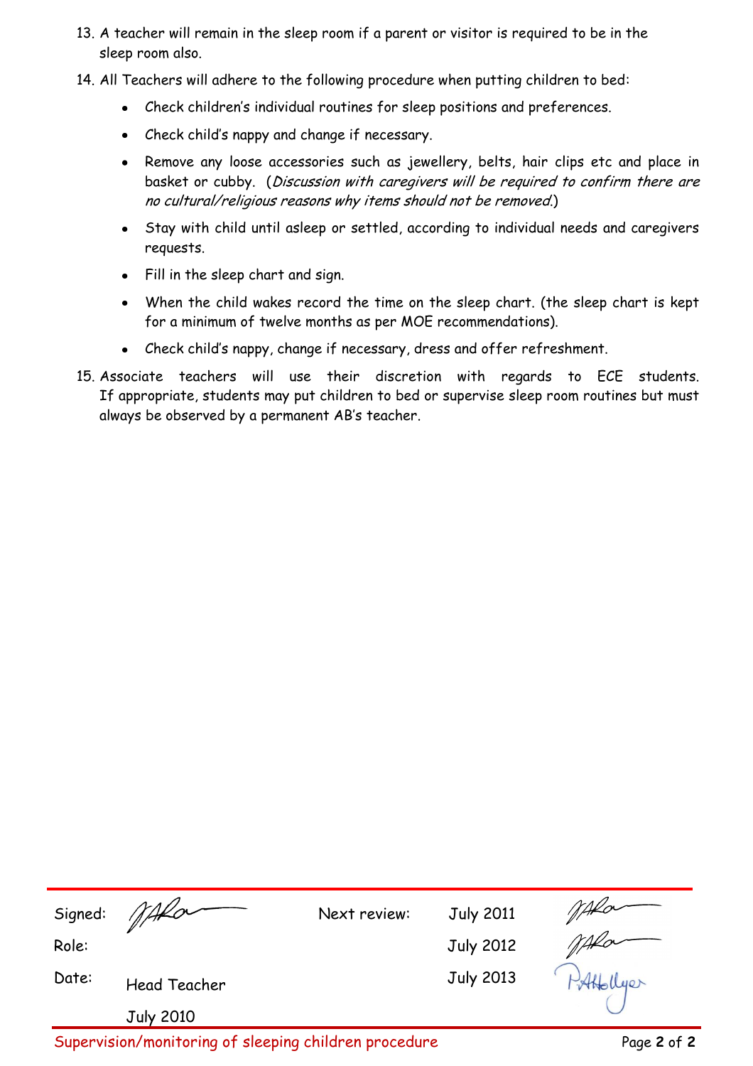13. A teacher will remain in the sleep room if a parent or visitor is required to be in the sleep room also.
14. All Teachers will adhere to the following procedure when putting children to bed:
    - Check children's individual routines for sleep positions and preferences.
    - Check child's nappy and change if necessary.
    - Remove any loose accessories such as jewellery, belts, hair clips etc and place in basket or cubby. (*Discussion with caregivers will be required to confirm there are no cultural/religious reasons why items should not be removed.*)
    - Stay with child until asleep or settled, according to individual needs and caregivers requests.
    - Fill in the sleep chart and sign.
    - When the child wakes record the time on the sleep chart. (the sleep chart is kept for a minimum of twelve months as per MOE recommendations).
    - Check child's nappy, change if necessary, dress and offer refreshment.
15. Associate teachers will use their discretion with regards to ECE students. If appropriate, students may put children to bed or supervise sleep room routines but must always be observed by a permanent AB's teacher.

| | | | | |
|---|---|---|---|---|
| Signed: | *[signature]* | Next review: | July 2011 | *[signature]* |
| Role: | Head Teacher | | July 2012 | *[signature]* |
| Date: | July 2010 | | July 2013 | *[signature]* |

Supervision/monitoring of sleeping children procedure